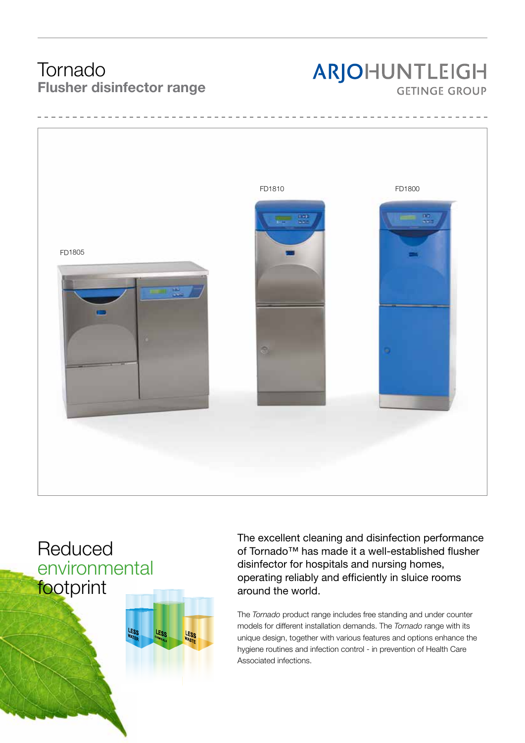# Tornado

## Flusher disinfector range

ARJOHUNTLEIGH
GETINGE GROUP

FD1805

FD1810

FD1800

## Reduced environmental footprint

LESS WATER

LESS CHEMICALS

LESS WASTE

The excellent cleaning and disinfection performance of Tornado™ has made it a well-established flusher disinfector for hospitals and nursing homes, operating reliably and efficiently in sluice rooms around the world.

The *Tornado* product range includes free standing and under counter models for different installation demands. The *Tornado* range with its unique design, together with various features and options enhance the hygiene routines and infection control - in prevention of Health Care Associated infections.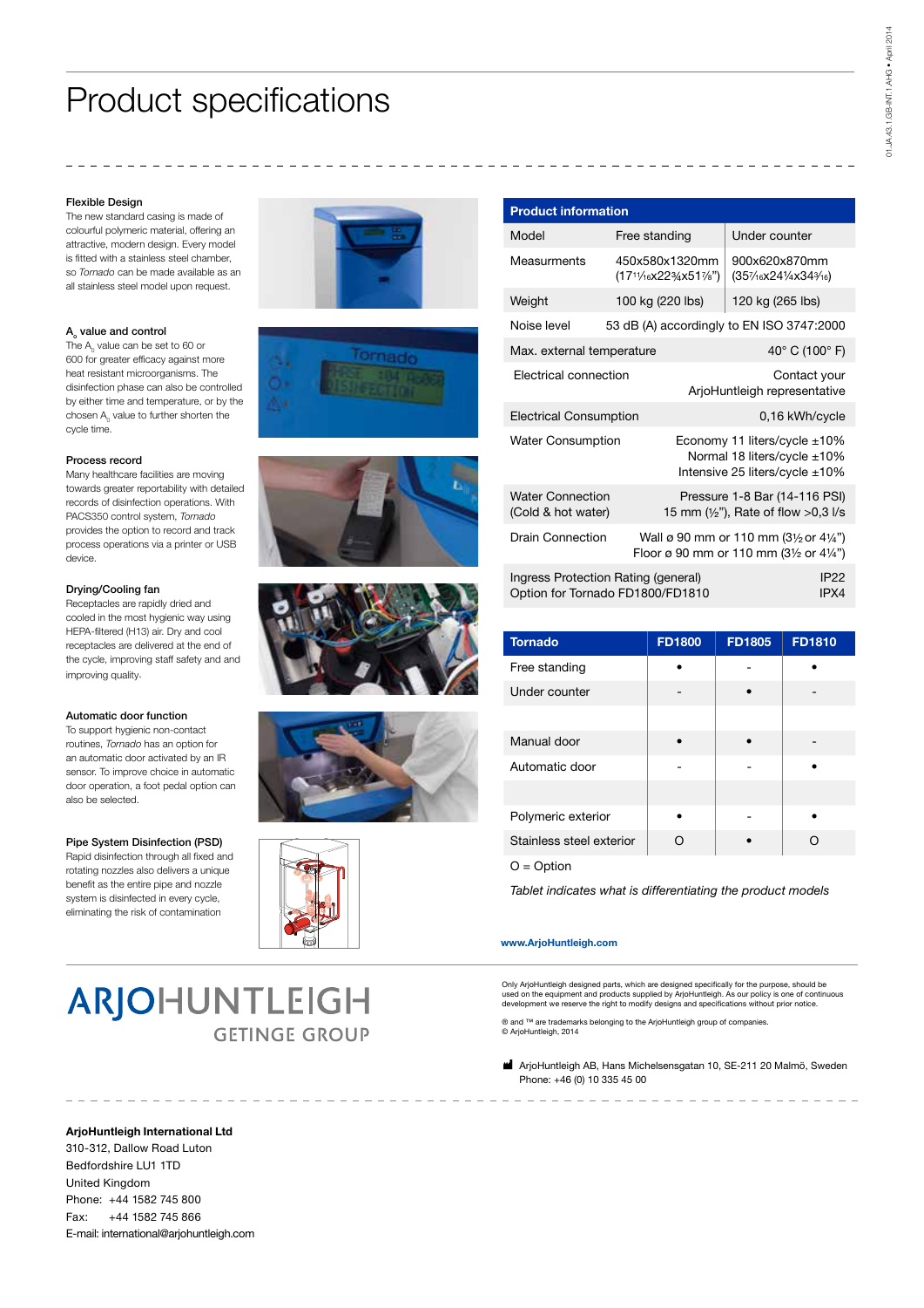# Product specifications

### Flexible Design

The new standard casing is made of colourful polymeric material, offering an attractive, modern design. Every model is fitted with a stainless steel chamber, so *Tornado* can be made available as an all stainless steel model upon request.

### $A_0$ value and control

The $A_0$ value can be set to 60 or 600 for greater efficacy against more heat resistant microorganisms. The disinfection phase can also be controlled by either time and temperature, or by the chosen $A_0$ value to further shorten the cycle time.

### Process record

Many healthcare facilities are moving towards greater reportability with detailed records of disinfection operations. With PACS350 control system, *Tornado* provides the option to record and track process operations via a printer or USB device.

### Drying/Cooling fan

Receptacles are rapidly dried and cooled in the most hygienic way using HEPA-filtered (H13) air. Dry and cool receptacles are delivered at the end of the cycle, improving staff safety and and improving quality.

### Automatic door function

To support hygienic non-contact routines, *Tornado* has an option for an automatic door activated by an IR sensor. To improve choice in automatic door operation, a foot pedal option can also be selected.

### Pipe System Disinfection (PSD)

Rapid disinfection through all fixed and rotating nozzles also delivers a unique benefit as the entire pipe and nozzle system is disinfected in every cycle, eliminating the risk of contamination

| Product information | | |
|---|---|---|
| Model | Free standing | Under counter |
| Measurments | 450x580x1320mm (17 11/16x22¾x51⅞") | 900x620x870mm (35 7/16x24¼x34 3/16) |
| Weight | 100 kg (220 lbs) | 120 kg (265 lbs) |
| Noise level | 53 dB (A) accordingly to EN ISO 3747:2000 | |
| Max. external temperature | 40° C (100° F) | |
| Electrical connection | Contact your ArjoHuntleigh representative | |
| Electrical Consumption | 0,16 kWh/cycle | |
| Water Consumption | Economy 11 liters/cycle ±10%<br>Normal 18 liters/cycle ±10%<br>Intensive 25 liters/cycle ±10% | |
| Water Connection (Cold & hot water) | Pressure 1-8 Bar (14-116 PSI)<br>15 mm (½"), Rate of flow >0,3 l/s | |
| Drain Connection | Wall ø 90 mm or 110 mm (3½ or 4¼")<br>Floor ø 90 mm or 110 mm (3½ or 4¼") | |
| Ingress Protection Rating (general)<br>Option for Tornado FD1800/FD1810 | IP22<br>IPX4 | |

| Tornado | FD1800 | FD1805 | FD1810 |
|---|---|---|---|
| Free standing | • | - | • |
| Under counter | - | • | - |
| | | | |
| Manual door | • | • | - |
| Automatic door | - | - | • |
| | | | |
| Polymeric exterior | • | - | • |
| Stainless steel exterior | O | • | O |

O = Option

*Tablet indicates what is differentiating the product models*

**www.ArjoHuntleigh.com**

ARJOHUNTLEIGH
GETINGE GROUP

Only ArjoHuntleigh designed parts, which are designed specifically for the purpose, should be used on the equipment and products supplied by ArjoHuntleigh. As our policy is one of continuous development we reserve the right to modify designs and specifications without prior notice.

® and ™ are trademarks belonging to the ArjoHuntleigh group of companies.
© ArjoHuntleigh, 2014

ArjoHuntleigh AB, Hans Michelsensgatan 10, SE-211 20 Malmö, Sweden
Phone: +46 (0) 10 335 45 00

**ArjoHuntleigh International Ltd**
310-312, Dallow Road Luton
Bedfordshire LU1 1TD
United Kingdom
Phone: +44 1582 745 800
Fax: +44 1582 745 866
E-mail: international@arjohuntleigh.com